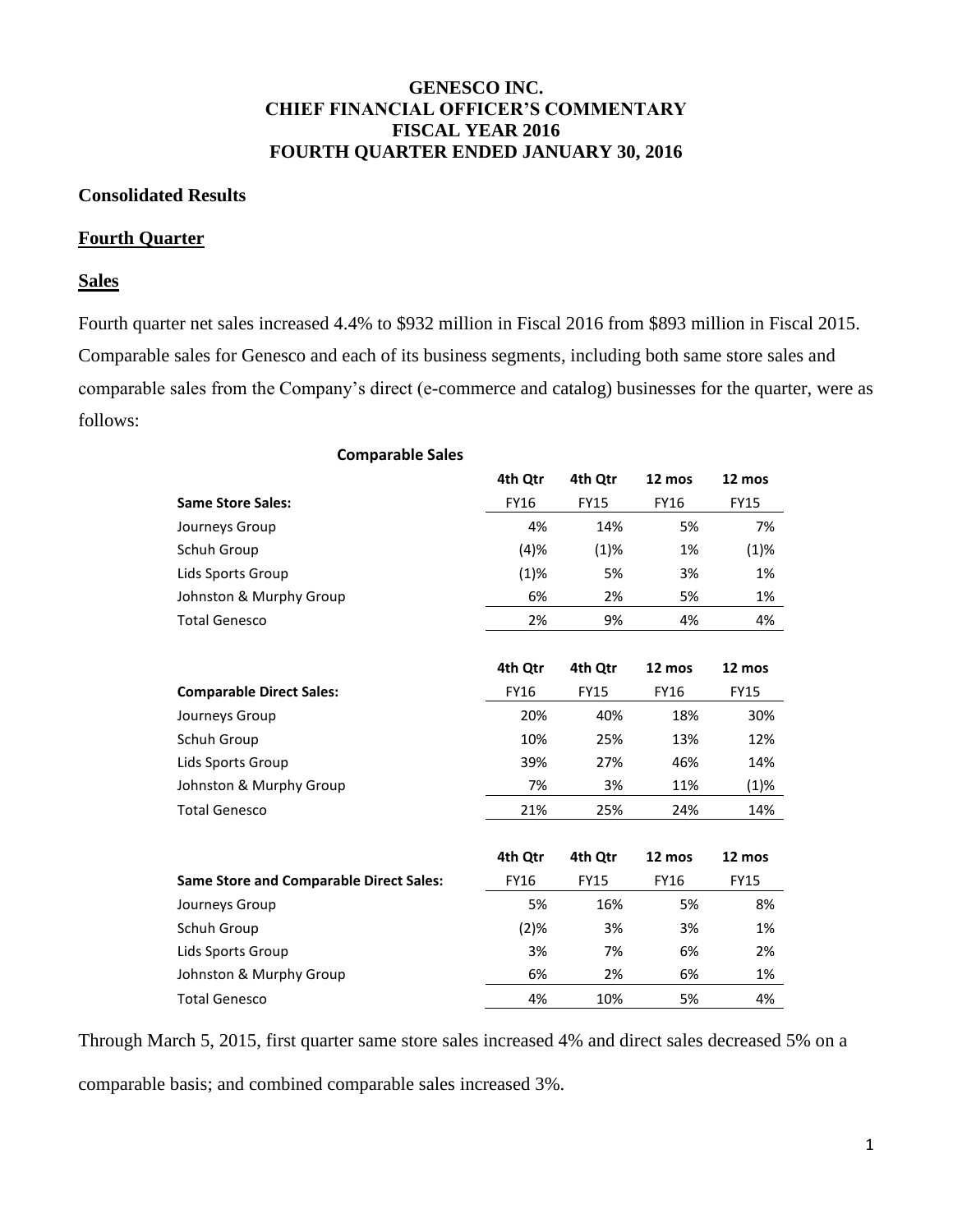# GENESCO INC.
# CHIEF FINANCIAL OFFICER'S COMMENTARY
# FISCAL YEAR 2016
# FOURTH QUARTER ENDED JANUARY 30, 2016

## Consolidated Results

## Fourth Quarter

### Sales

Fourth quarter net sales increased 4.4% to $932 million in Fiscal 2016 from $893 million in Fiscal 2015. Comparable sales for Genesco and each of its business segments, including both same store sales and comparable sales from the Company's direct (e-commerce and catalog) businesses for the quarter, were as follows:

**Comparable Sales**

| | 4th Qtr | 4th Qtr | 12 mos | 12 mos |
|---|---|---|---|---|
| **Same Store Sales:** | FY16 | FY15 | FY16 | FY15 |
| Journeys Group | 4% | 14% | 5% | 7% |
| Schuh Group | (4)% | (1)% | 1% | (1)% |
| Lids Sports Group | (1)% | 5% | 3% | 1% |
| Johnston & Murphy Group | 6% | 2% | 5% | 1% |
| Total Genesco | 2% | 9% | 4% | 4% |

| | 4th Qtr | 4th Qtr | 12 mos | 12 mos |
|---|---|---|---|---|
| **Comparable Direct Sales:** | FY16 | FY15 | FY16 | FY15 |
| Journeys Group | 20% | 40% | 18% | 30% |
| Schuh Group | 10% | 25% | 13% | 12% |
| Lids Sports Group | 39% | 27% | 46% | 14% |
| Johnston & Murphy Group | 7% | 3% | 11% | (1)% |
| Total Genesco | 21% | 25% | 24% | 14% |

| | 4th Qtr | 4th Qtr | 12 mos | 12 mos |
|---|---|---|---|---|
| **Same Store and Comparable Direct Sales:** | FY16 | FY15 | FY16 | FY15 |
| Journeys Group | 5% | 16% | 5% | 8% |
| Schuh Group | (2)% | 3% | 3% | 1% |
| Lids Sports Group | 3% | 7% | 6% | 2% |
| Johnston & Murphy Group | 6% | 2% | 6% | 1% |
| Total Genesco | 4% | 10% | 5% | 4% |

Through March 5, 2015, first quarter same store sales increased 4% and direct sales decreased 5% on a comparable basis; and combined comparable sales increased 3%.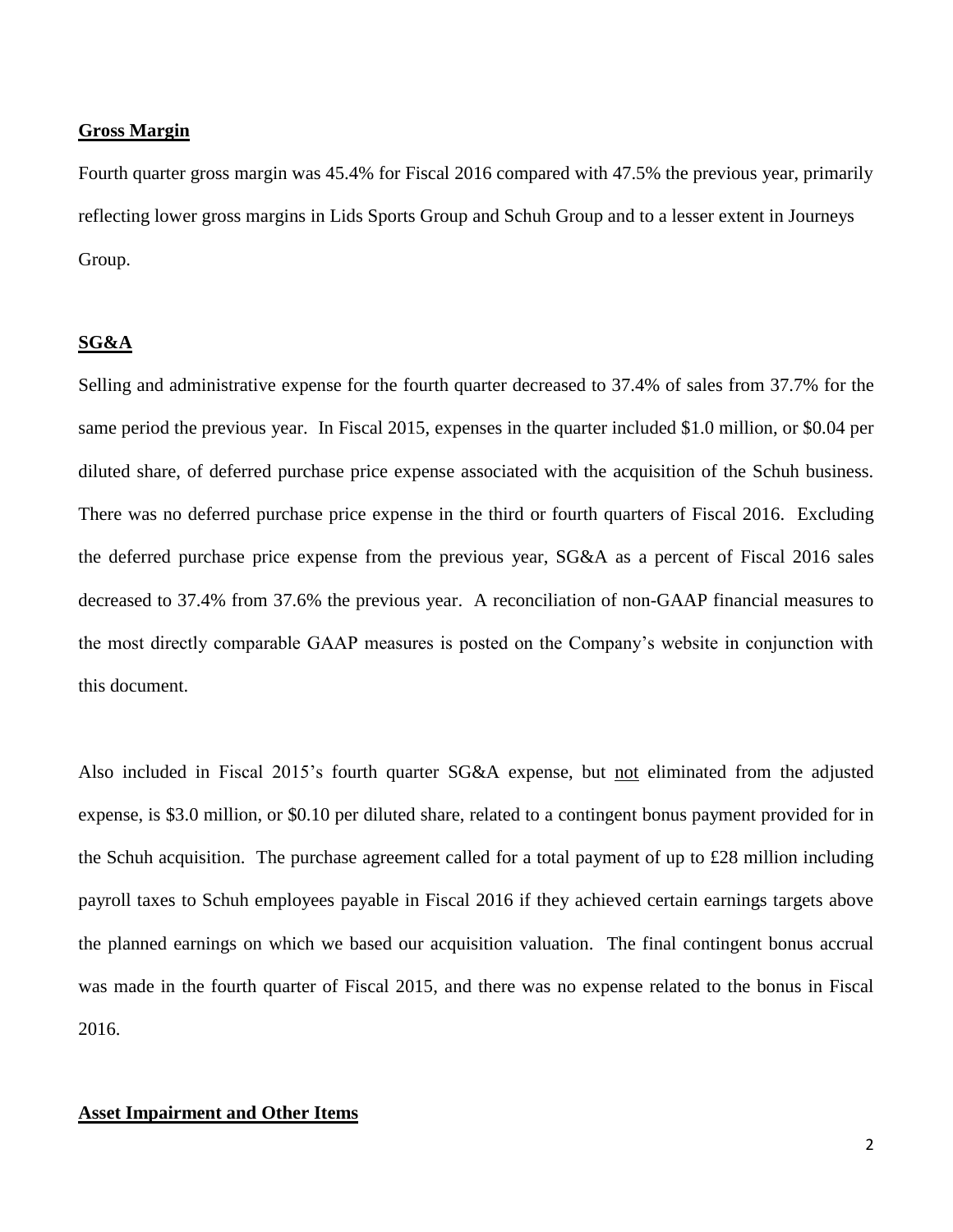**Gross Margin**

Fourth quarter gross margin was 45.4% for Fiscal 2016 compared with 47.5% the previous year, primarily reflecting lower gross margins in Lids Sports Group and Schuh Group and to a lesser extent in Journeys Group.

**SG&A**

Selling and administrative expense for the fourth quarter decreased to 37.4% of sales from 37.7% for the same period the previous year. In Fiscal 2015, expenses in the quarter included \$1.0 million, or \$0.04 per diluted share, of deferred purchase price expense associated with the acquisition of the Schuh business. There was no deferred purchase price expense in the third or fourth quarters of Fiscal 2016. Excluding the deferred purchase price expense from the previous year, SG&A as a percent of Fiscal 2016 sales decreased to 37.4% from 37.6% the previous year. A reconciliation of non-GAAP financial measures to the most directly comparable GAAP measures is posted on the Company's website in conjunction with this document.

Also included in Fiscal 2015's fourth quarter SG&A expense, but <u>not</u> eliminated from the adjusted expense, is \$3.0 million, or \$0.10 per diluted share, related to a contingent bonus payment provided for in the Schuh acquisition. The purchase agreement called for a total payment of up to £28 million including payroll taxes to Schuh employees payable in Fiscal 2016 if they achieved certain earnings targets above the planned earnings on which we based our acquisition valuation. The final contingent bonus accrual was made in the fourth quarter of Fiscal 2015, and there was no expense related to the bonus in Fiscal 2016.

**Asset Impairment and Other Items**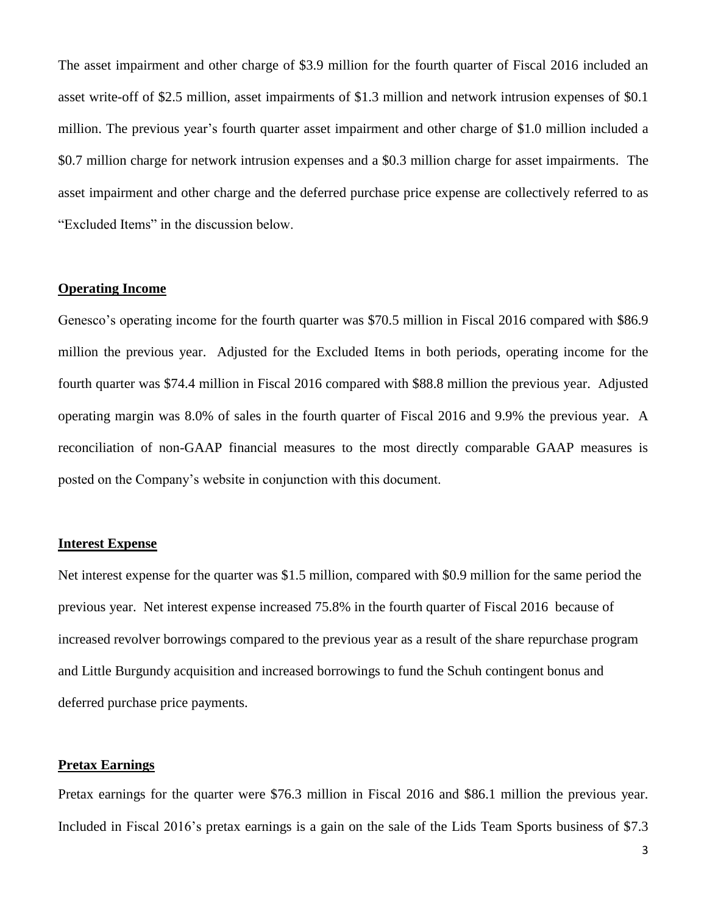The asset impairment and other charge of $3.9 million for the fourth quarter of Fiscal 2016 included an asset write-off of $2.5 million, asset impairments of $1.3 million and network intrusion expenses of $0.1 million. The previous year's fourth quarter asset impairment and other charge of $1.0 million included a $0.7 million charge for network intrusion expenses and a $0.3 million charge for asset impairments. The asset impairment and other charge and the deferred purchase price expense are collectively referred to as "Excluded Items" in the discussion below.

**Operating Income**

Genesco's operating income for the fourth quarter was $70.5 million in Fiscal 2016 compared with $86.9 million the previous year. Adjusted for the Excluded Items in both periods, operating income for the fourth quarter was $74.4 million in Fiscal 2016 compared with $88.8 million the previous year. Adjusted operating margin was 8.0% of sales in the fourth quarter of Fiscal 2016 and 9.9% the previous year. A reconciliation of non-GAAP financial measures to the most directly comparable GAAP measures is posted on the Company's website in conjunction with this document.

**Interest Expense**

Net interest expense for the quarter was $1.5 million, compared with $0.9 million for the same period the previous year. Net interest expense increased 75.8% in the fourth quarter of Fiscal 2016 because of increased revolver borrowings compared to the previous year as a result of the share repurchase program and Little Burgundy acquisition and increased borrowings to fund the Schuh contingent bonus and deferred purchase price payments.

**Pretax Earnings**

Pretax earnings for the quarter were $76.3 million in Fiscal 2016 and $86.1 million the previous year. Included in Fiscal 2016's pretax earnings is a gain on the sale of the Lids Team Sports business of $7.3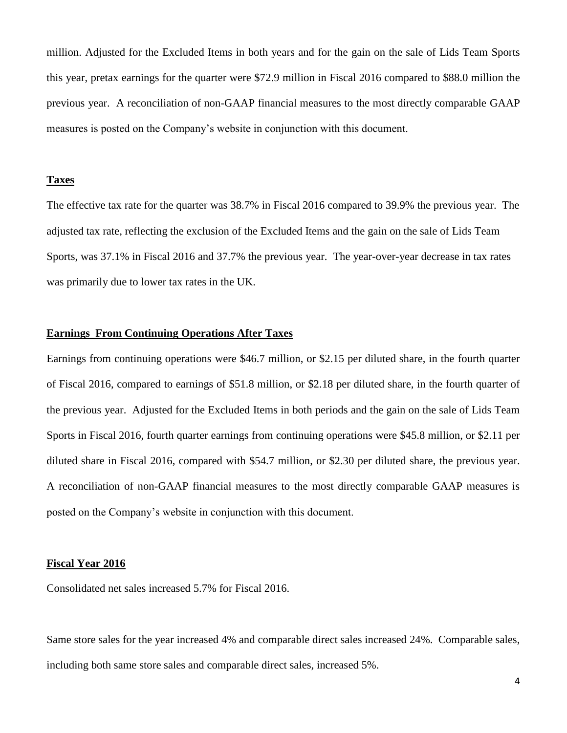million. Adjusted for the Excluded Items in both years and for the gain on the sale of Lids Team Sports this year, pretax earnings for the quarter were $72.9 million in Fiscal 2016 compared to $88.0 million the previous year. A reconciliation of non-GAAP financial measures to the most directly comparable GAAP measures is posted on the Company's website in conjunction with this document.

**Taxes**

The effective tax rate for the quarter was 38.7% in Fiscal 2016 compared to 39.9% the previous year. The adjusted tax rate, reflecting the exclusion of the Excluded Items and the gain on the sale of Lids Team Sports, was 37.1% in Fiscal 2016 and 37.7% the previous year. The year-over-year decrease in tax rates was primarily due to lower tax rates in the UK.

**Earnings From Continuing Operations After Taxes**

Earnings from continuing operations were $46.7 million, or $2.15 per diluted share, in the fourth quarter of Fiscal 2016, compared to earnings of $51.8 million, or $2.18 per diluted share, in the fourth quarter of the previous year. Adjusted for the Excluded Items in both periods and the gain on the sale of Lids Team Sports in Fiscal 2016, fourth quarter earnings from continuing operations were $45.8 million, or $2.11 per diluted share in Fiscal 2016, compared with $54.7 million, or $2.30 per diluted share, the previous year. A reconciliation of non-GAAP financial measures to the most directly comparable GAAP measures is posted on the Company's website in conjunction with this document.

**Fiscal Year 2016**

Consolidated net sales increased 5.7% for Fiscal 2016.

Same store sales for the year increased 4% and comparable direct sales increased 24%. Comparable sales, including both same store sales and comparable direct sales, increased 5%.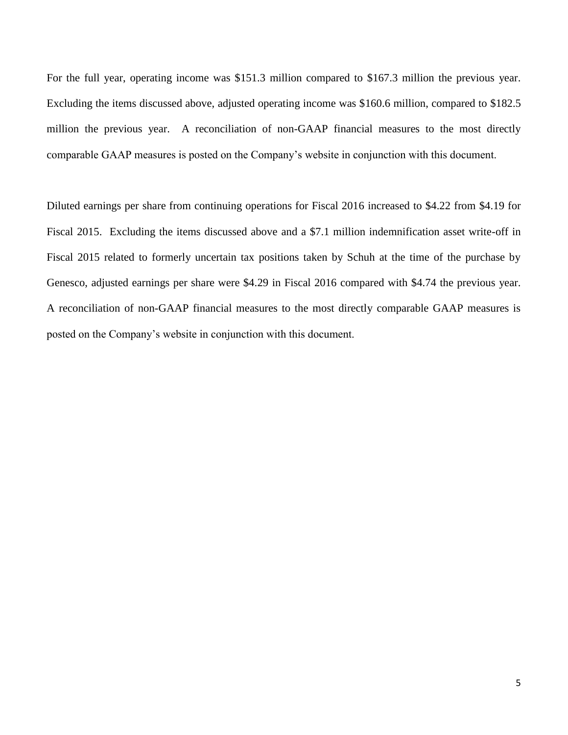For the full year, operating income was $151.3 million compared to $167.3 million the previous year. Excluding the items discussed above, adjusted operating income was $160.6 million, compared to $182.5 million the previous year. A reconciliation of non-GAAP financial measures to the most directly comparable GAAP measures is posted on the Company's website in conjunction with this document.

Diluted earnings per share from continuing operations for Fiscal 2016 increased to $4.22 from $4.19 for Fiscal 2015. Excluding the items discussed above and a $7.1 million indemnification asset write-off in Fiscal 2015 related to formerly uncertain tax positions taken by Schuh at the time of the purchase by Genesco, adjusted earnings per share were $4.29 in Fiscal 2016 compared with $4.74 the previous year. A reconciliation of non-GAAP financial measures to the most directly comparable GAAP measures is posted on the Company's website in conjunction with this document.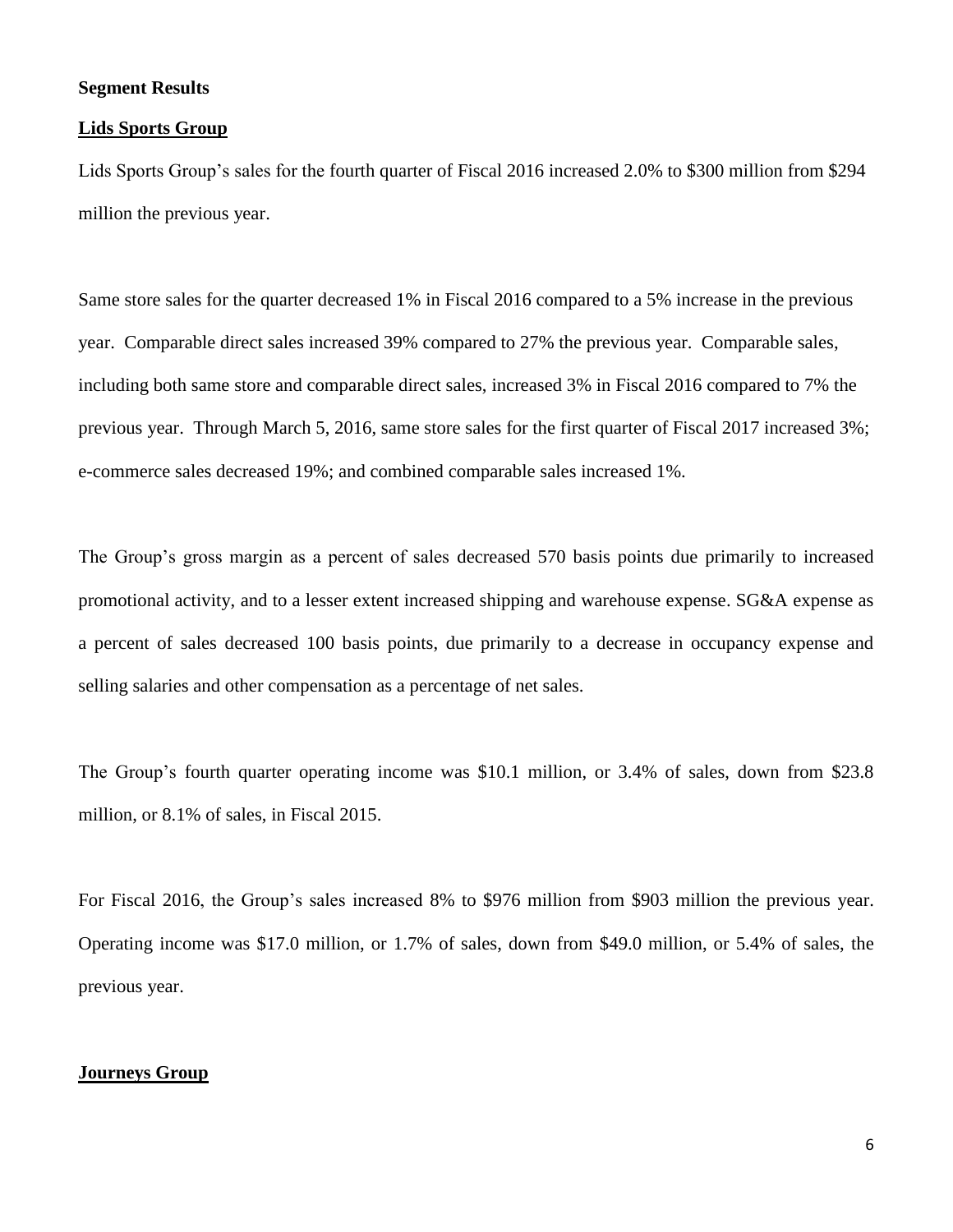**Segment Results**

**Lids Sports Group**

Lids Sports Group's sales for the fourth quarter of Fiscal 2016 increased 2.0% to $300 million from $294 million the previous year.

Same store sales for the quarter decreased 1% in Fiscal 2016 compared to a 5% increase in the previous year. Comparable direct sales increased 39% compared to 27% the previous year. Comparable sales, including both same store and comparable direct sales, increased 3% in Fiscal 2016 compared to 7% the previous year. Through March 5, 2016, same store sales for the first quarter of Fiscal 2017 increased 3%; e-commerce sales decreased 19%; and combined comparable sales increased 1%.

The Group's gross margin as a percent of sales decreased 570 basis points due primarily to increased promotional activity, and to a lesser extent increased shipping and warehouse expense. SG&A expense as a percent of sales decreased 100 basis points, due primarily to a decrease in occupancy expense and selling salaries and other compensation as a percentage of net sales.

The Group's fourth quarter operating income was $10.1 million, or 3.4% of sales, down from $23.8 million, or 8.1% of sales, in Fiscal 2015.

For Fiscal 2016, the Group's sales increased 8% to $976 million from $903 million the previous year. Operating income was $17.0 million, or 1.7% of sales, down from $49.0 million, or 5.4% of sales, the previous year.

**Journeys Group**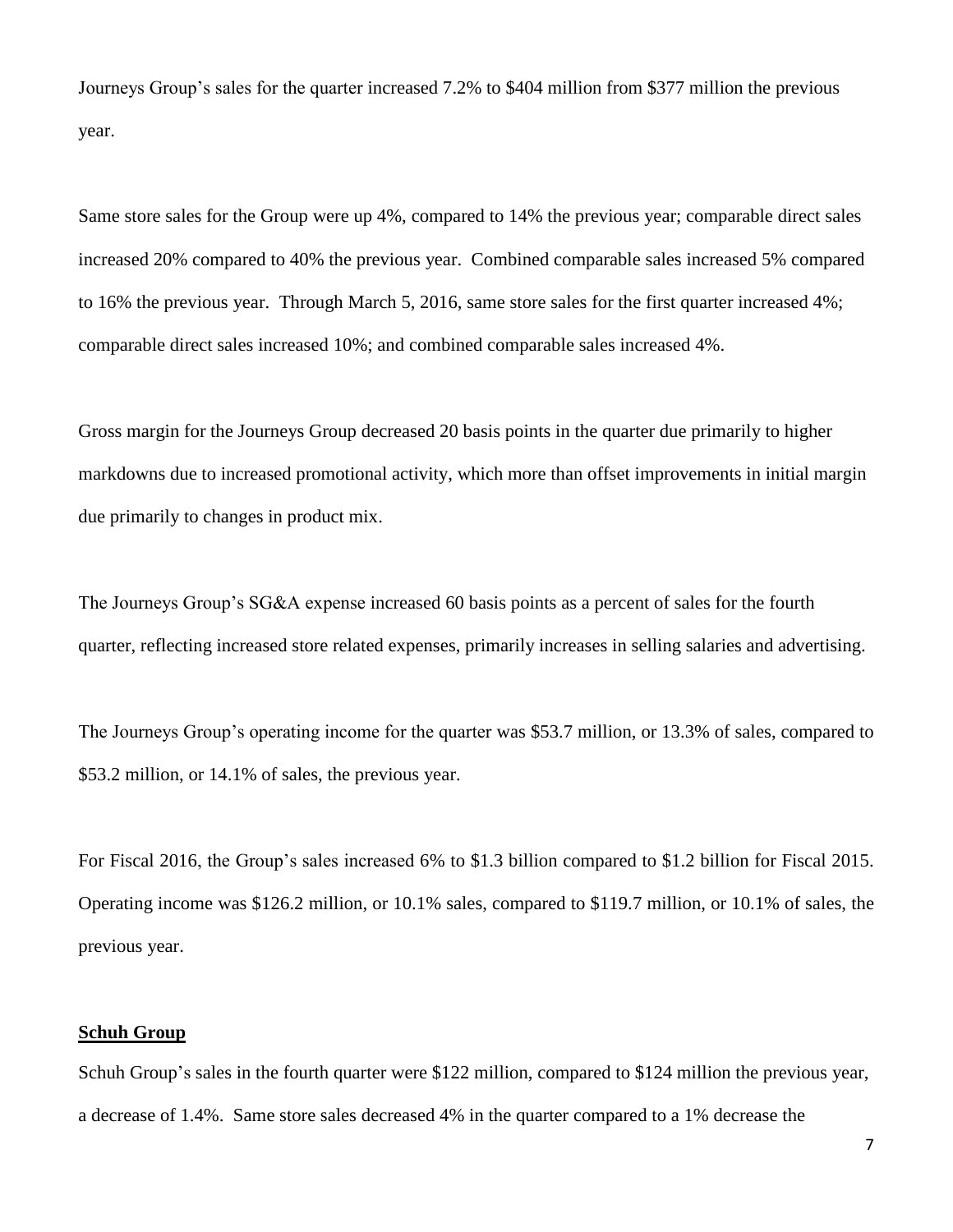Journeys Group's sales for the quarter increased 7.2% to $404 million from $377 million the previous year.

Same store sales for the Group were up 4%, compared to 14% the previous year; comparable direct sales increased 20% compared to 40% the previous year. Combined comparable sales increased 5% compared to 16% the previous year. Through March 5, 2016, same store sales for the first quarter increased 4%; comparable direct sales increased 10%; and combined comparable sales increased 4%.

Gross margin for the Journeys Group decreased 20 basis points in the quarter due primarily to higher markdowns due to increased promotional activity, which more than offset improvements in initial margin due primarily to changes in product mix.

The Journeys Group's SG&A expense increased 60 basis points as a percent of sales for the fourth quarter, reflecting increased store related expenses, primarily increases in selling salaries and advertising.

The Journeys Group's operating income for the quarter was $53.7 million, or 13.3% of sales, compared to $53.2 million, or 14.1% of sales, the previous year.

For Fiscal 2016, the Group's sales increased 6% to $1.3 billion compared to $1.2 billion for Fiscal 2015. Operating income was $126.2 million, or 10.1% sales, compared to $119.7 million, or 10.1% of sales, the previous year.

**Schuh Group**

Schuh Group's sales in the fourth quarter were $122 million, compared to $124 million the previous year, a decrease of 1.4%. Same store sales decreased 4% in the quarter compared to a 1% decrease the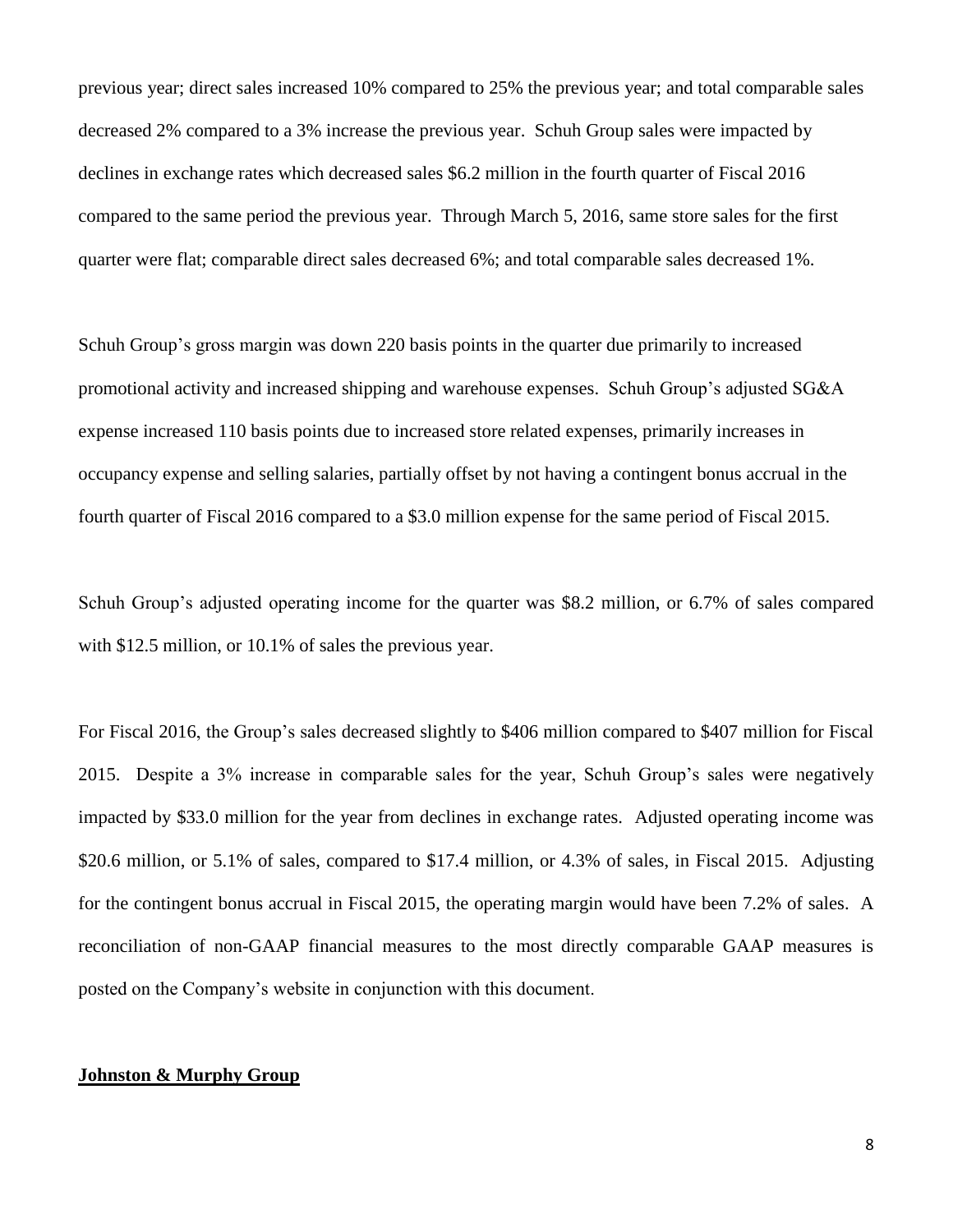previous year; direct sales increased 10% compared to 25% the previous year; and total comparable sales decreased 2% compared to a 3% increase the previous year. Schuh Group sales were impacted by declines in exchange rates which decreased sales $6.2 million in the fourth quarter of Fiscal 2016 compared to the same period the previous year. Through March 5, 2016, same store sales for the first quarter were flat; comparable direct sales decreased 6%; and total comparable sales decreased 1%.

Schuh Group's gross margin was down 220 basis points in the quarter due primarily to increased promotional activity and increased shipping and warehouse expenses. Schuh Group's adjusted SG&A expense increased 110 basis points due to increased store related expenses, primarily increases in occupancy expense and selling salaries, partially offset by not having a contingent bonus accrual in the fourth quarter of Fiscal 2016 compared to a $3.0 million expense for the same period of Fiscal 2015.

Schuh Group's adjusted operating income for the quarter was $8.2 million, or 6.7% of sales compared with $12.5 million, or 10.1% of sales the previous year.

For Fiscal 2016, the Group's sales decreased slightly to $406 million compared to $407 million for Fiscal 2015. Despite a 3% increase in comparable sales for the year, Schuh Group's sales were negatively impacted by $33.0 million for the year from declines in exchange rates. Adjusted operating income was $20.6 million, or 5.1% of sales, compared to $17.4 million, or 4.3% of sales, in Fiscal 2015. Adjusting for the contingent bonus accrual in Fiscal 2015, the operating margin would have been 7.2% of sales. A reconciliation of non-GAAP financial measures to the most directly comparable GAAP measures is posted on the Company's website in conjunction with this document.

**Johnston & Murphy Group**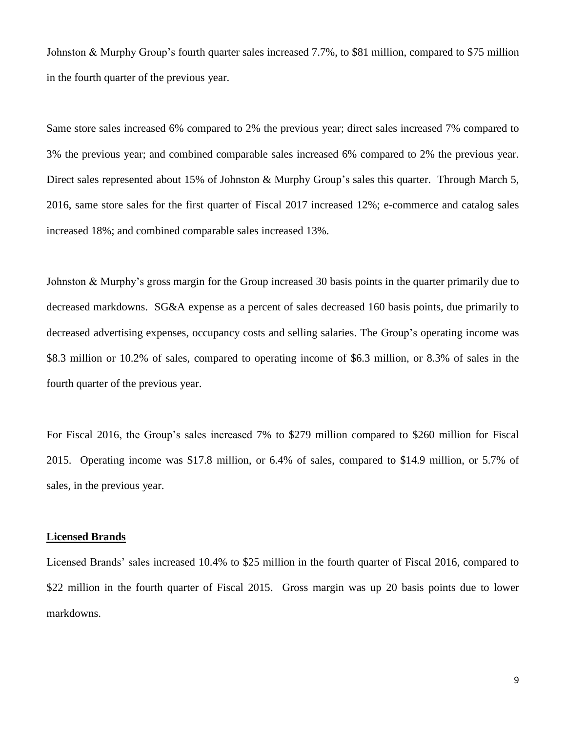Johnston & Murphy Group’s fourth quarter sales increased 7.7%, to $81 million, compared to $75 million in the fourth quarter of the previous year.

Same store sales increased 6% compared to 2% the previous year; direct sales increased 7% compared to 3% the previous year; and combined comparable sales increased 6% compared to 2% the previous year. Direct sales represented about 15% of Johnston & Murphy Group’s sales this quarter. Through March 5, 2016, same store sales for the first quarter of Fiscal 2017 increased 12%; e-commerce and catalog sales increased 18%; and combined comparable sales increased 13%.

Johnston & Murphy’s gross margin for the Group increased 30 basis points in the quarter primarily due to decreased markdowns. SG&A expense as a percent of sales decreased 160 basis points, due primarily to decreased advertising expenses, occupancy costs and selling salaries. The Group’s operating income was $8.3 million or 10.2% of sales, compared to operating income of $6.3 million, or 8.3% of sales in the fourth quarter of the previous year.

For Fiscal 2016, the Group’s sales increased 7% to $279 million compared to $260 million for Fiscal 2015. Operating income was $17.8 million, or 6.4% of sales, compared to $14.9 million, or 5.7% of sales, in the previous year.

**Licensed Brands**

Licensed Brands’ sales increased 10.4% to $25 million in the fourth quarter of Fiscal 2016, compared to $22 million in the fourth quarter of Fiscal 2015. Gross margin was up 20 basis points due to lower markdowns.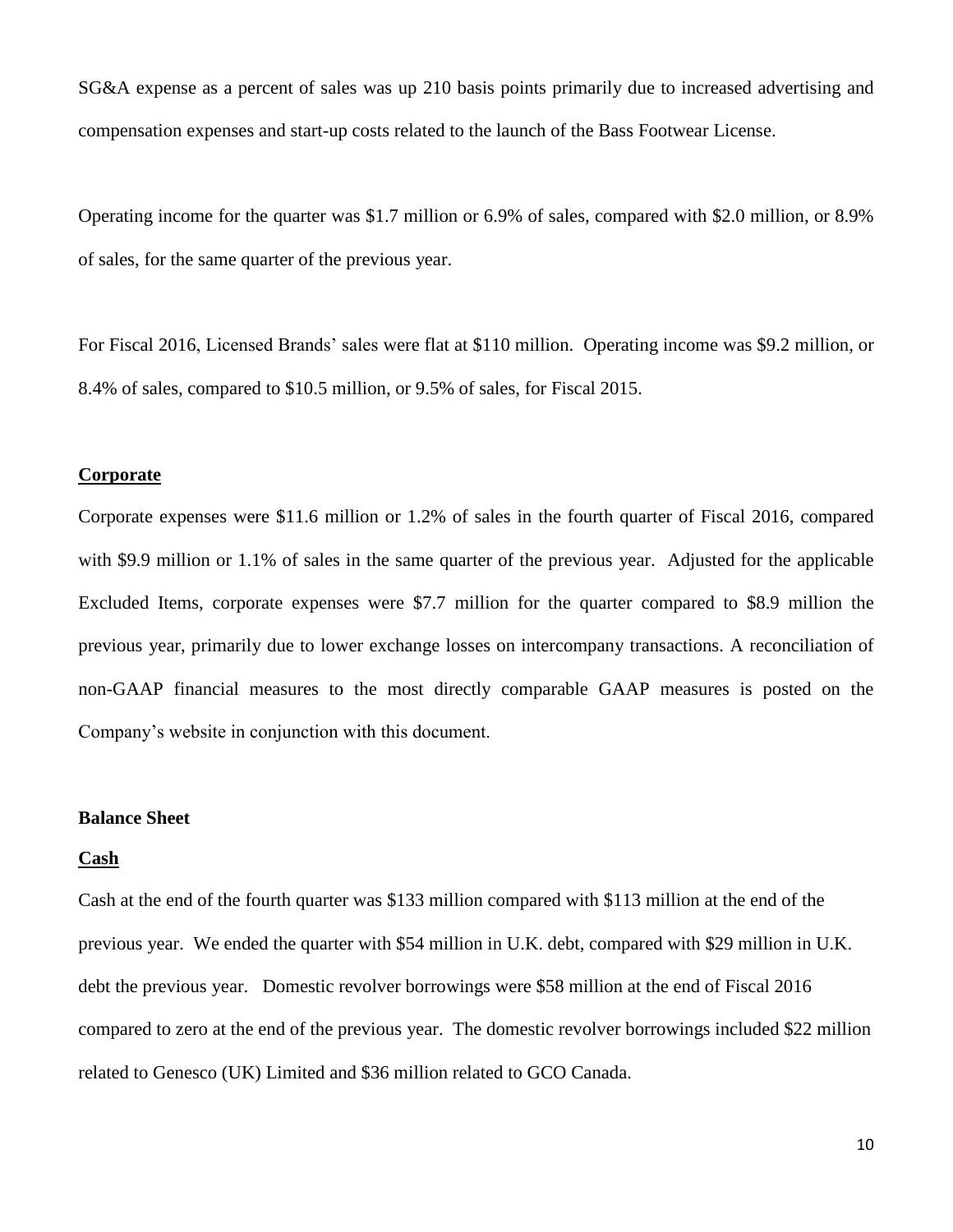SG&A expense as a percent of sales was up 210 basis points primarily due to increased advertising and compensation expenses and start-up costs related to the launch of the Bass Footwear License.

Operating income for the quarter was $1.7 million or 6.9% of sales, compared with $2.0 million, or 8.9% of sales, for the same quarter of the previous year.

For Fiscal 2016, Licensed Brands' sales were flat at $110 million. Operating income was $9.2 million, or 8.4% of sales, compared to $10.5 million, or 9.5% of sales, for Fiscal 2015.

<u>**Corporate**</u>

Corporate expenses were $11.6 million or 1.2% of sales in the fourth quarter of Fiscal 2016, compared with $9.9 million or 1.1% of sales in the same quarter of the previous year. Adjusted for the applicable Excluded Items, corporate expenses were $7.7 million for the quarter compared to $8.9 million the previous year, primarily due to lower exchange losses on intercompany transactions. A reconciliation of non-GAAP financial measures to the most directly comparable GAAP measures is posted on the Company's website in conjunction with this document.

**Balance Sheet**

<u>**Cash**</u>

Cash at the end of the fourth quarter was $133 million compared with $113 million at the end of the previous year. We ended the quarter with $54 million in U.K. debt, compared with $29 million in U.K. debt the previous year. Domestic revolver borrowings were $58 million at the end of Fiscal 2016 compared to zero at the end of the previous year. The domestic revolver borrowings included $22 million related to Genesco (UK) Limited and $36 million related to GCO Canada.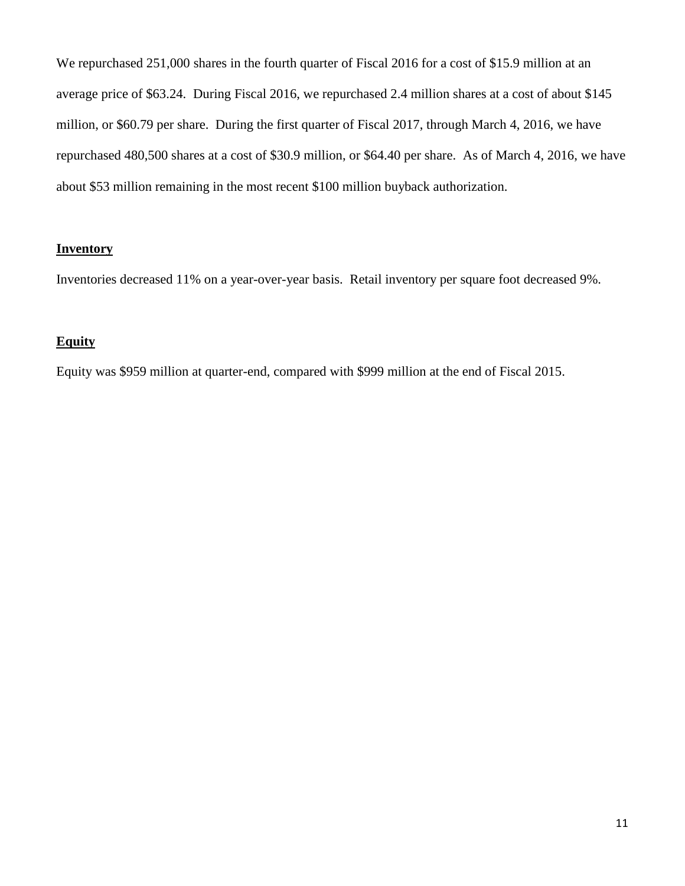We repurchased 251,000 shares in the fourth quarter of Fiscal 2016 for a cost of $15.9 million at an average price of $63.24. During Fiscal 2016, we repurchased 2.4 million shares at a cost of about $145 million, or $60.79 per share. During the first quarter of Fiscal 2017, through March 4, 2016, we have repurchased 480,500 shares at a cost of $30.9 million, or $64.40 per share. As of March 4, 2016, we have about $53 million remaining in the most recent $100 million buyback authorization.

## Inventory

Inventories decreased 11% on a year-over-year basis. Retail inventory per square foot decreased 9%.

## Equity

Equity was $959 million at quarter-end, compared with $999 million at the end of Fiscal 2015.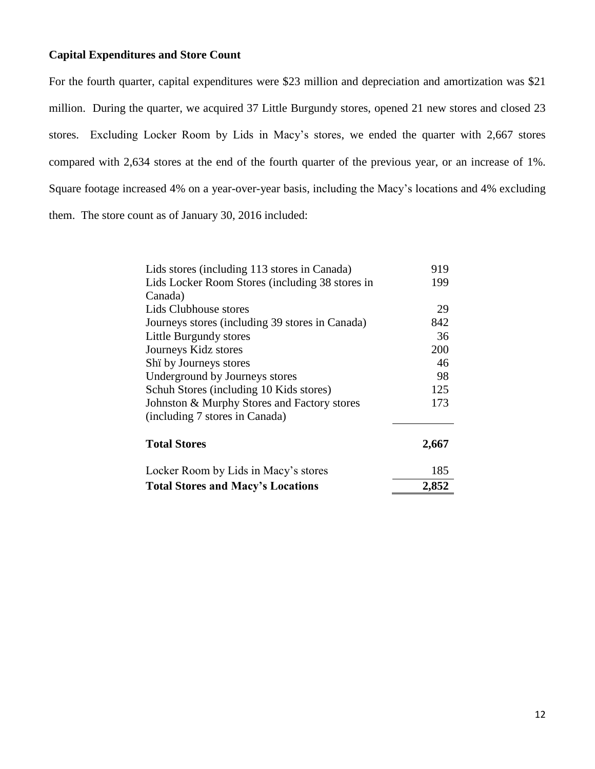**Capital Expenditures and Store Count**

For the fourth quarter, capital expenditures were $23 million and depreciation and amortization was $21 million. During the quarter, we acquired 37 Little Burgundy stores, opened 21 new stores and closed 23 stores. Excluding Locker Room by Lids in Macy's stores, we ended the quarter with 2,667 stores compared with 2,634 stores at the end of the fourth quarter of the previous year, or an increase of 1%. Square footage increased 4% on a year-over-year basis, including the Macy's locations and 4% excluding them. The store count as of January 30, 2016 included:

| | |
|---|---|
| Lids stores (including 113 stores in Canada) | 919 |
| Lids Locker Room Stores (including 38 stores in Canada) | 199 |
| Lids Clubhouse stores | 29 |
| Journeys stores (including 39 stores in Canada) | 842 |
| Little Burgundy stores | 36 |
| Journeys Kidz stores | 200 |
| Shï by Journeys stores | 46 |
| Underground by Journeys stores | 98 |
| Schuh Stores (including 10 Kids stores) | 125 |
| Johnston & Murphy Stores and Factory stores (including 7 stores in Canada) | 173 |
| **Total Stores** | **2,667** |
| Locker Room by Lids in Macy's stores | 185 |
| **Total Stores and Macy's Locations** | **2,852** |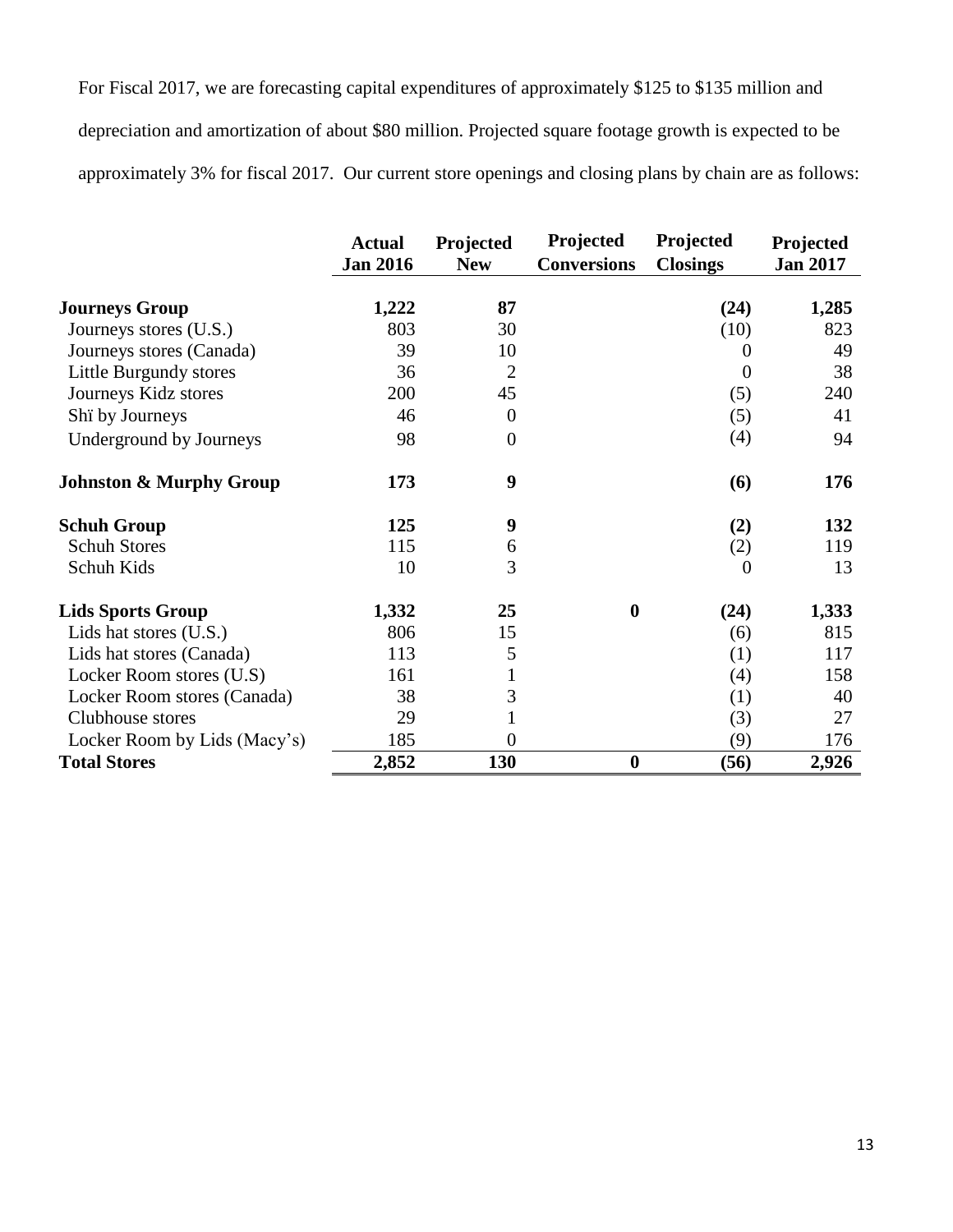For Fiscal 2017, we are forecasting capital expenditures of approximately $125 to $135 million and depreciation and amortization of about $80 million. Projected square footage growth is expected to be approximately 3% for fiscal 2017. Our current store openings and closing plans by chain are as follows:

| | Actual Jan 2016 | Projected New | Projected Conversions | Projected Closings | Projected Jan 2017 |
|---|---|---|---|---|---|
| **Journeys Group** | **1,222** | **87** | | **(24)** | **1,285** |
| Journeys stores (U.S.) | 803 | 30 | | (10) | 823 |
| Journeys stores (Canada) | 39 | 10 | | 0 | 49 |
| Little Burgundy stores | 36 | 2 | | 0 | 38 |
| Journeys Kidz stores | 200 | 45 | | (5) | 240 |
| Shï by Journeys | 46 | 0 | | (5) | 41 |
| Underground by Journeys | 98 | 0 | | (4) | 94 |
| **Johnston & Murphy Group** | **173** | **9** | | **(6)** | **176** |
| **Schuh Group** | **125** | **9** | | **(2)** | **132** |
| Schuh Stores | 115 | 6 | | (2) | 119 |
| Schuh Kids | 10 | 3 | | 0 | 13 |
| **Lids Sports Group** | **1,332** | **25** | **0** | **(24)** | **1,333** |
| Lids hat stores (U.S.) | 806 | 15 | | (6) | 815 |
| Lids hat stores (Canada) | 113 | 5 | | (1) | 117 |
| Locker Room stores (U.S) | 161 | 1 | | (4) | 158 |
| Locker Room stores (Canada) | 38 | 3 | | (1) | 40 |
| Clubhouse stores | 29 | 1 | | (3) | 27 |
| Locker Room by Lids (Macy's) | 185 | 0 | | (9) | 176 |
| **Total Stores** | **2,852** | **130** | **0** | **(56)** | **2,926** |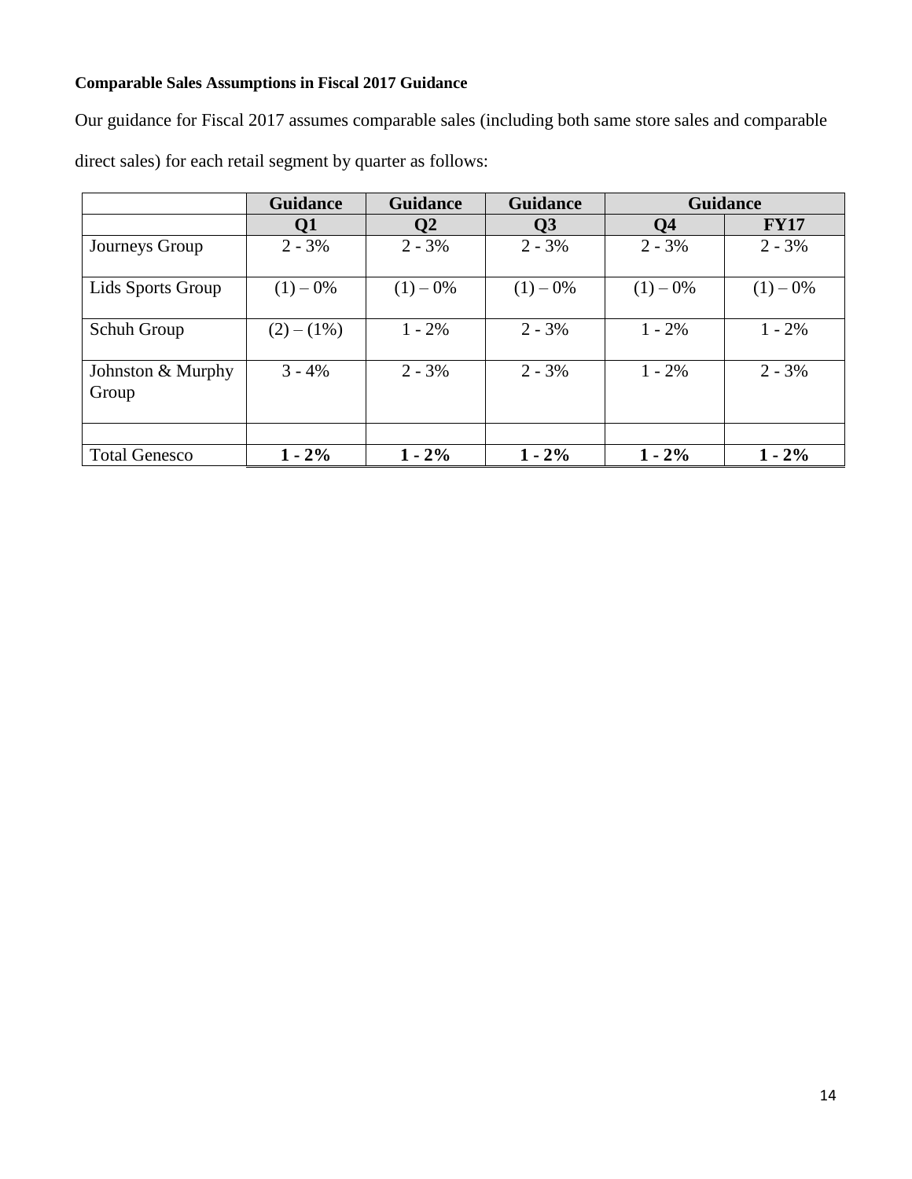**Comparable Sales Assumptions in Fiscal 2017 Guidance**

Our guidance for Fiscal 2017 assumes comparable sales (including both same store sales and comparable direct sales) for each retail segment by quarter as follows:

| | Guidance | Guidance | Guidance | Guidance | |
|---|---|---|---|---|---|
| | **Q1** | **Q2** | **Q3** | **Q4** | **FY17** |
| Journeys Group | 2 - 3% | 2 - 3% | 2 - 3% | 2 - 3% | 2 - 3% |
| Lids Sports Group | (1) – 0% | (1) – 0% | (1) – 0% | (1) – 0% | (1) – 0% |
| Schuh Group | (2) – (1%) | 1 - 2% | 2 - 3% | 1 - 2% | 1 - 2% |
| Johnston & Murphy Group | 3 - 4% | 2 - 3% | 2 - 3% | 1 - 2% | 2 - 3% |
| | | | | | |
| Total Genesco | **1 - 2%** | **1 - 2%** | **1 - 2%** | **1 - 2%** | **1 - 2%** |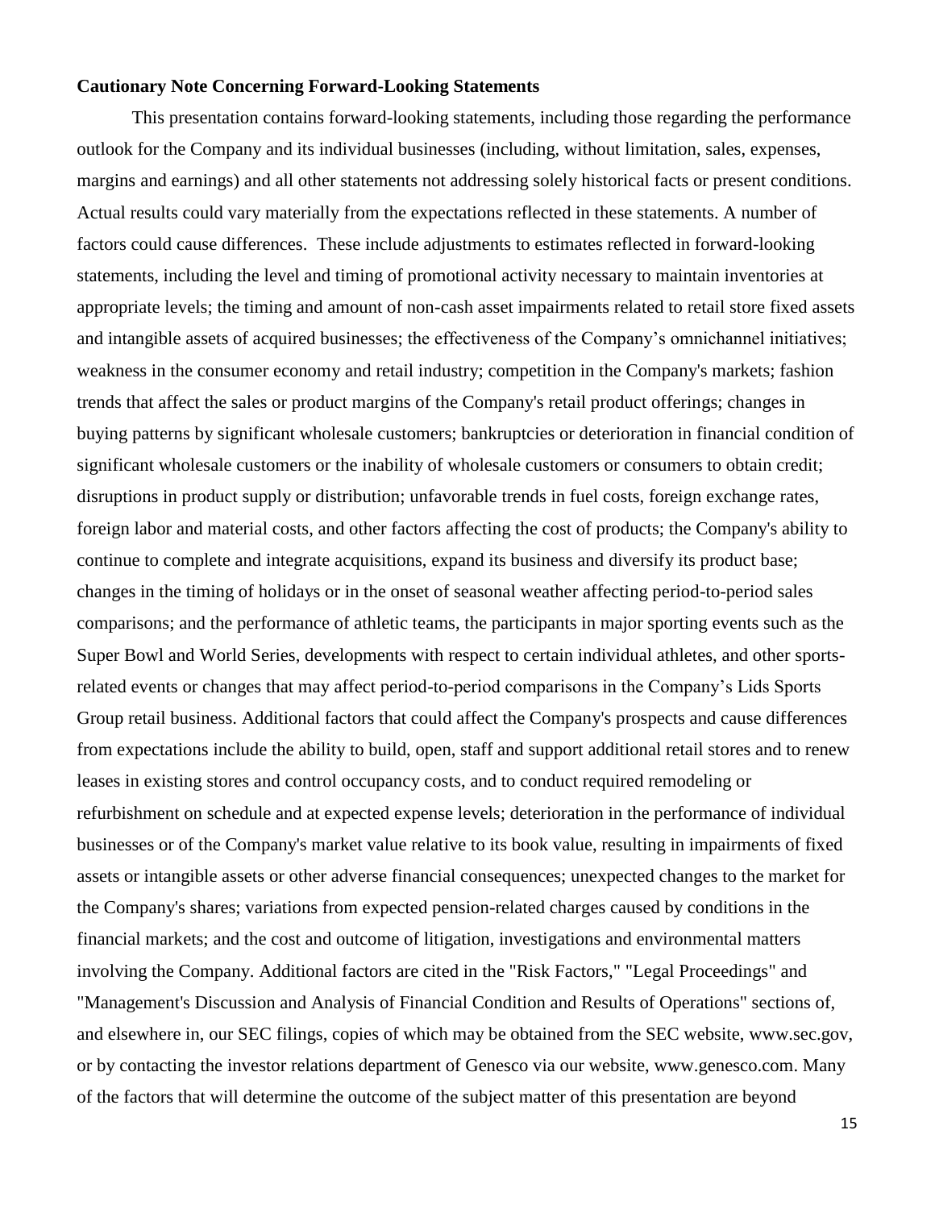**Cautionary Note Concerning Forward-Looking Statements**

This presentation contains forward-looking statements, including those regarding the performance outlook for the Company and its individual businesses (including, without limitation, sales, expenses, margins and earnings) and all other statements not addressing solely historical facts or present conditions. Actual results could vary materially from the expectations reflected in these statements. A number of factors could cause differences. These include adjustments to estimates reflected in forward-looking statements, including the level and timing of promotional activity necessary to maintain inventories at appropriate levels; the timing and amount of non-cash asset impairments related to retail store fixed assets and intangible assets of acquired businesses; the effectiveness of the Company's omnichannel initiatives; weakness in the consumer economy and retail industry; competition in the Company's markets; fashion trends that affect the sales or product margins of the Company's retail product offerings; changes in buying patterns by significant wholesale customers; bankruptcies or deterioration in financial condition of significant wholesale customers or the inability of wholesale customers or consumers to obtain credit; disruptions in product supply or distribution; unfavorable trends in fuel costs, foreign exchange rates, foreign labor and material costs, and other factors affecting the cost of products; the Company's ability to continue to complete and integrate acquisitions, expand its business and diversify its product base; changes in the timing of holidays or in the onset of seasonal weather affecting period-to-period sales comparisons; and the performance of athletic teams, the participants in major sporting events such as the Super Bowl and World Series, developments with respect to certain individual athletes, and other sports-related events or changes that may affect period-to-period comparisons in the Company's Lids Sports Group retail business. Additional factors that could affect the Company's prospects and cause differences from expectations include the ability to build, open, staff and support additional retail stores and to renew leases in existing stores and control occupancy costs, and to conduct required remodeling or refurbishment on schedule and at expected expense levels; deterioration in the performance of individual businesses or of the Company's market value relative to its book value, resulting in impairments of fixed assets or intangible assets or other adverse financial consequences; unexpected changes to the market for the Company's shares; variations from expected pension-related charges caused by conditions in the financial markets; and the cost and outcome of litigation, investigations and environmental matters involving the Company. Additional factors are cited in the "Risk Factors," "Legal Proceedings" and "Management's Discussion and Analysis of Financial Condition and Results of Operations" sections of, and elsewhere in, our SEC filings, copies of which may be obtained from the SEC website, www.sec.gov, or by contacting the investor relations department of Genesco via our website, www.genesco.com. Many of the factors that will determine the outcome of the subject matter of this presentation are beyond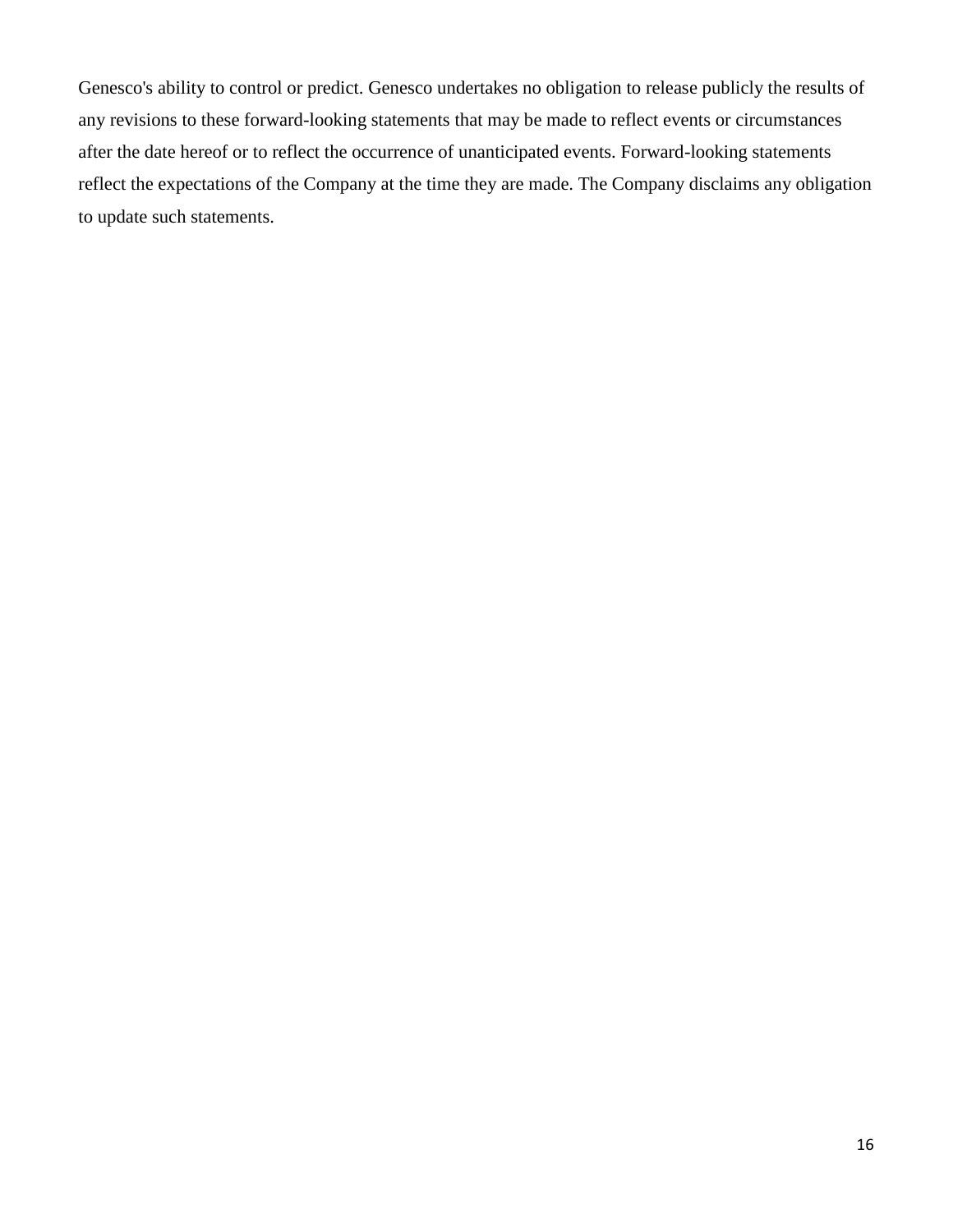Genesco's ability to control or predict. Genesco undertakes no obligation to release publicly the results of any revisions to these forward-looking statements that may be made to reflect events or circumstances after the date hereof or to reflect the occurrence of unanticipated events. Forward-looking statements reflect the expectations of the Company at the time they are made. The Company disclaims any obligation to update such statements.